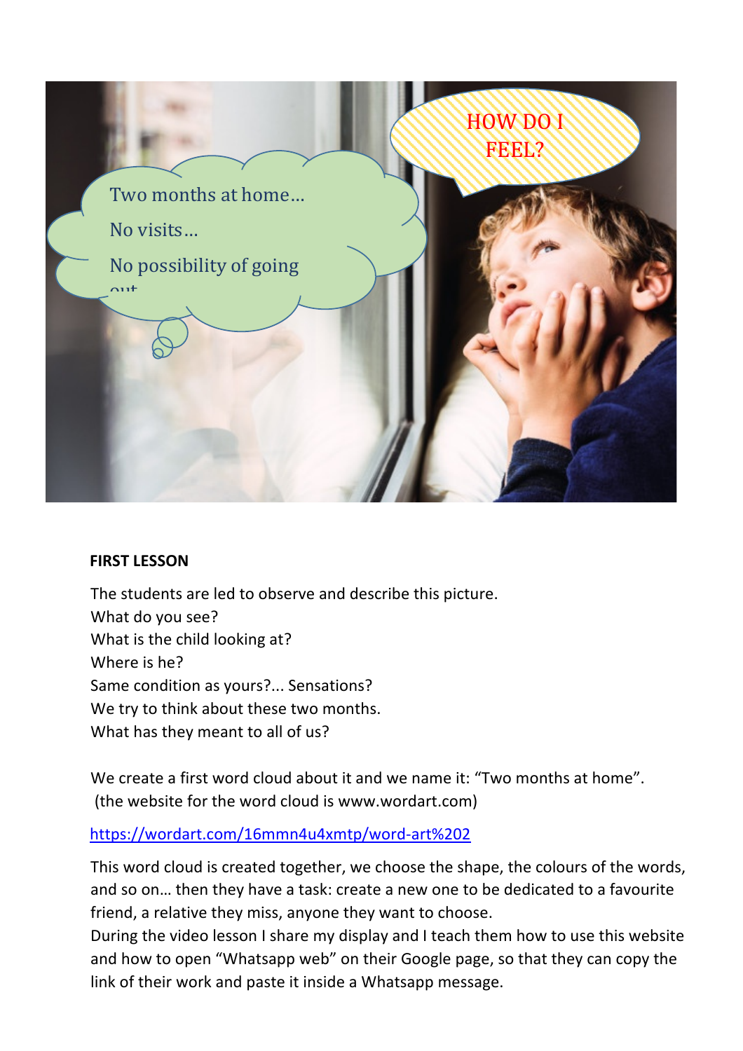Two months at home…

No visits…

No possibility of going out

HOW DO I FEEL?

**FIRST LESSON**

The students are led to observe and describe this picture.
What do you see?
What is the child looking at?
Where is he?
Same condition as yours?... Sensations?
We try to think about these two months.
What has they meant to all of us?

We create a first word cloud about it and we name it: “Two months at home”.
(the website for the word cloud is www.wordart.com)

https://wordart.com/16mmn4u4xmtp/word-art%202

This word cloud is created together, we choose the shape, the colours of the words, and so on… then they have a task: create a new one to be dedicated to a favourite friend, a relative they miss, anyone they want to choose.
During the video lesson I share my display and I teach them how to use this website and how to open “Whatsapp web” on their Google page, so that they can copy the link of their work and paste it inside a Whatsapp message.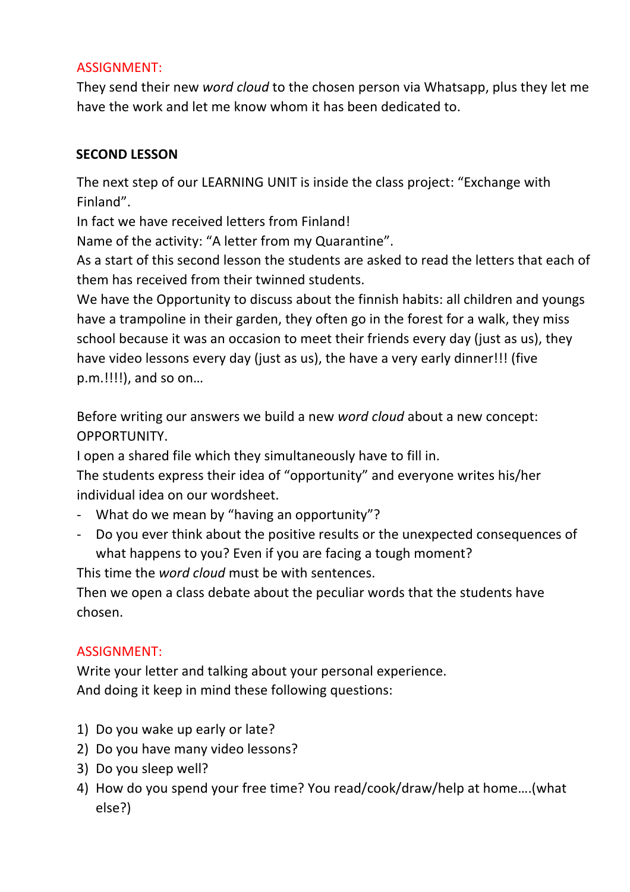ASSIGNMENT:

They send their new *word cloud* to the chosen person via Whatsapp, plus they let me have the work and let me know whom it has been dedicated to.

**SECOND LESSON**

The next step of our LEARNING UNIT is inside the class project: "Exchange with Finland".
In fact we have received letters from Finland!
Name of the activity: "A letter from my Quarantine".
As a start of this second lesson the students are asked to read the letters that each of them has received from their twinned students.
We have the Opportunity to discuss about the finnish habits: all children and youngs have a trampoline in their garden, they often go in the forest for a walk, they miss school because it was an occasion to meet their friends every day (just as us), they have video lessons every day (just as us), the have a very early dinner!!! (five p.m.!!!!), and so on…

Before writing our answers we build a new *word cloud* about a new concept: OPPORTUNITY.
I open a shared file which they simultaneously have to fill in.
The students express their idea of "opportunity" and everyone writes his/her individual idea on our wordsheet.

- What do we mean by "having an opportunity"?
- Do you ever think about the positive results or the unexpected consequences of what happens to you? Even if you are facing a tough moment?

This time the *word cloud* must be with sentences.
Then we open a class debate about the peculiar words that the students have chosen.

ASSIGNMENT:

Write your letter and talking about your personal experience.
And doing it keep in mind these following questions:

1) Do you wake up early or late?
2) Do you have many video lessons?
3) Do you sleep well?
4) How do you spend your free time? You read/cook/draw/help at home….(what else?)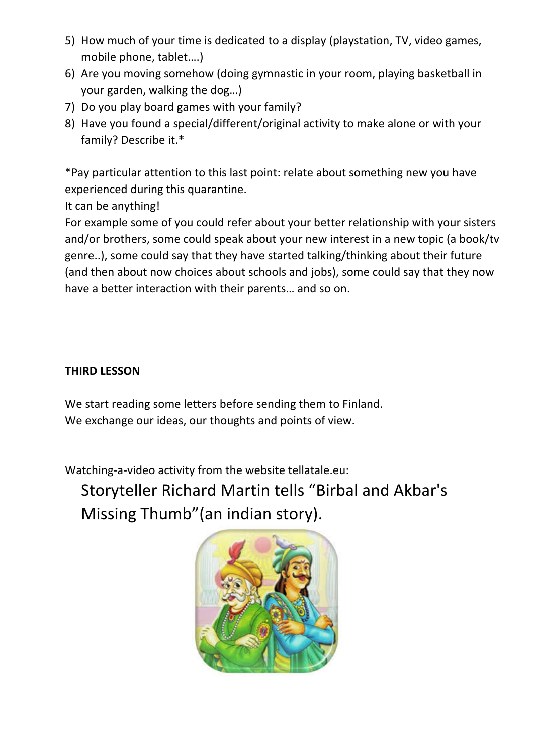5) How much of your time is dedicated to a display (playstation, TV, video games, mobile phone, tablet….)
6) Are you moving somehow (doing gymnastic in your room, playing basketball in your garden, walking the dog…)
7) Do you play board games with your family?
8) Have you found a special/different/original activity to make alone or with your family? Describe it.*

*Pay particular attention to this last point: relate about something new you have experienced during this quarantine.

It can be anything!

For example some of you could refer about your better relationship with your sisters and/or brothers, some could speak about your new interest in a new topic (a book/tv genre..), some could say that they have started talking/thinking about their future (and then about now choices about schools and jobs), some could say that they now have a better interaction with their parents… and so on.

**THIRD LESSON**

We start reading some letters before sending them to Finland.
We exchange our ideas, our thoughts and points of view.

Watching-a-video activity from the website tellatale.eu:

Storyteller Richard Martin tells “Birbal and Akbar's Missing Thumb”(an indian story).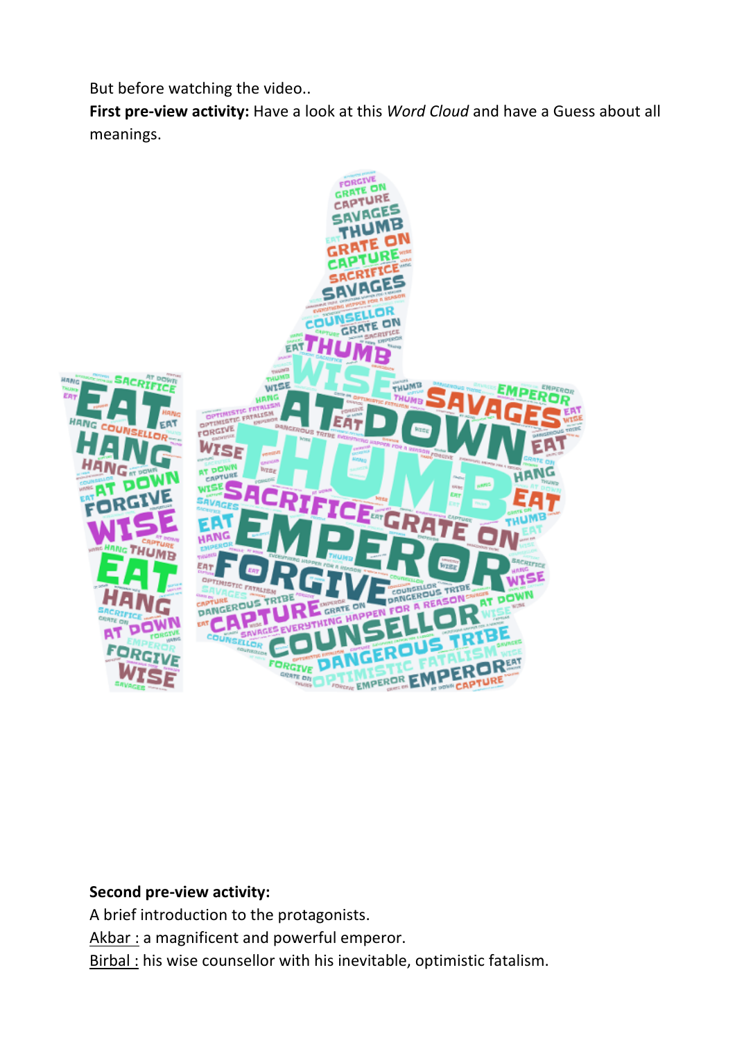But before watching the video..

**First pre-view activity:** Have a look at this *Word Cloud* and have a Guess about all meanings.

**Second pre-view activity:**

A brief introduction to the protagonists.

Akbar : a magnificent and powerful emperor.

Birbal : his wise counsellor with his inevitable, optimistic fatalism.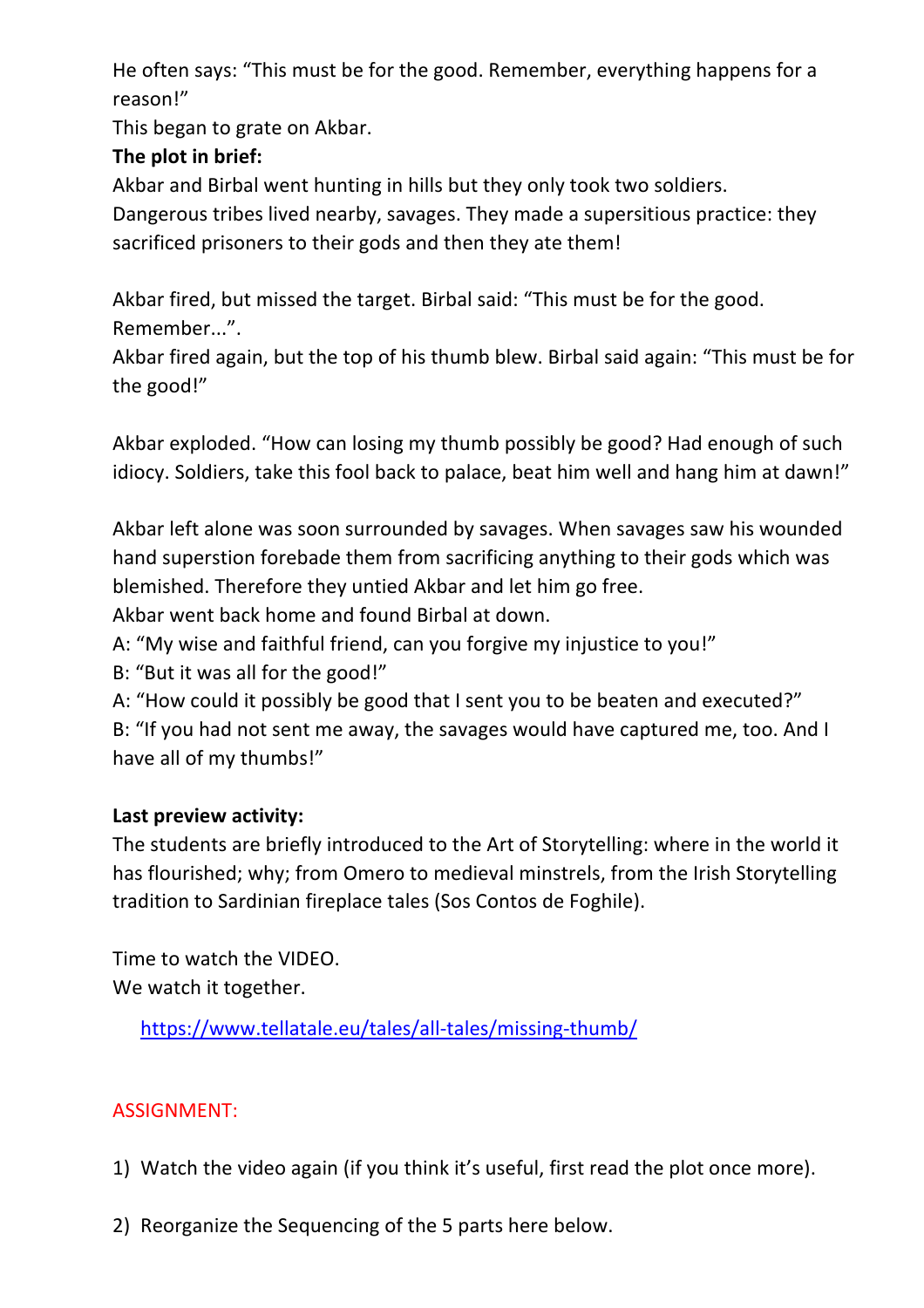He often says: "This must be for the good. Remember, everything happens for a reason!"

This began to grate on Akbar.

**The plot in brief:**

Akbar and Birbal went hunting in hills but they only took two soldiers.

Dangerous tribes lived nearby, savages. They made a supersitious practice: they sacrificed prisoners to their gods and then they ate them!

Akbar fired, but missed the target. Birbal said: "This must be for the good. Remember...".

Akbar fired again, but the top of his thumb blew. Birbal said again: "This must be for the good!"

Akbar exploded. "How can losing my thumb possibly be good? Had enough of such idiocy. Soldiers, take this fool back to palace, beat him well and hang him at dawn!"

Akbar left alone was soon surrounded by savages. When savages saw his wounded hand superstion forebade them from sacrificing anything to their gods which was blemished. Therefore they untied Akbar and let him go free.

Akbar went back home and found Birbal at down.

A: "My wise and faithful friend, can you forgive my injustice to you!"

B: "But it was all for the good!"

A: "How could it possibly be good that I sent you to be beaten and executed?"

B: "If you had not sent me away, the savages would have captured me, too. And I have all of my thumbs!"

**Last preview activity:**

The students are briefly introduced to the Art of Storytelling: where in the world it has flourished; why; from Omero to medieval minstrels, from the Irish Storytelling tradition to Sardinian fireplace tales (Sos Contos de Foghile).

Time to watch the VIDEO.

We watch it together.

https://www.tellatale.eu/tales/all-tales/missing-thumb/

ASSIGNMENT:

1) Watch the video again (if you think it's useful, first read the plot once more).

2) Reorganize the Sequencing of the 5 parts here below.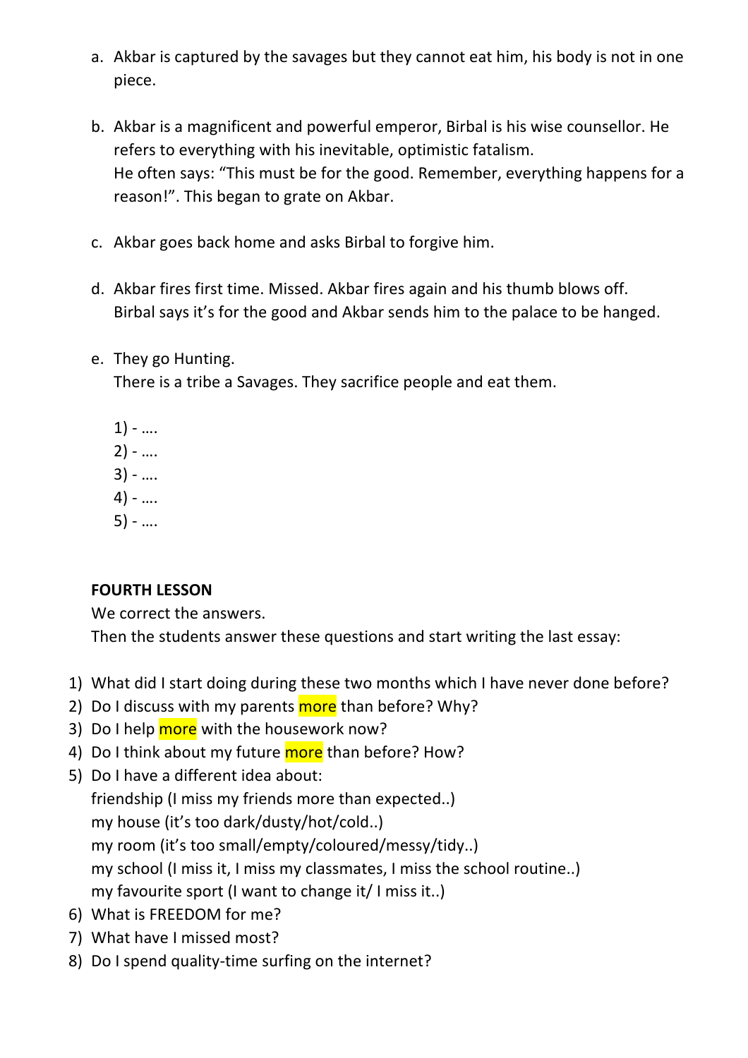a. Akbar is captured by the savages but they cannot eat him, his body is not in one piece.

b. Akbar is a magnificent and powerful emperor, Birbal is his wise counsellor. He refers to everything with his inevitable, optimistic fatalism.
   He often says: "This must be for the good. Remember, everything happens for a reason!". This began to grate on Akbar.

c. Akbar goes back home and asks Birbal to forgive him.

d. Akbar fires first time. Missed. Akbar fires again and his thumb blows off.
   Birbal says it's for the good and Akbar sends him to the palace to be hanged.

e. They go Hunting.
   There is a tribe a Savages. They sacrifice people and eat them.

   1) - ….
   2) - ….
   3) - ….
   4) - ….
   5) - ….

**FOURTH LESSON**

We correct the answers.
Then the students answer these questions and start writing the last essay:

1) What did I start doing during these two months which I have never done before?
2) Do I discuss with my parents more than before? Why?
3) Do I help more with the housework now?
4) Do I think about my future more than before? How?
5) Do I have a different idea about:
   friendship (I miss my friends more than expected..)
   my house (it's too dark/dusty/hot/cold..)
   my room (it's too small/empty/coloured/messy/tidy..)
   my school (I miss it, I miss my classmates, I miss the school routine..)
   my favourite sport (I want to change it/ I miss it..)
6) What is FREEDOM for me?
7) What have I missed most?
8) Do I spend quality-time surfing on the internet?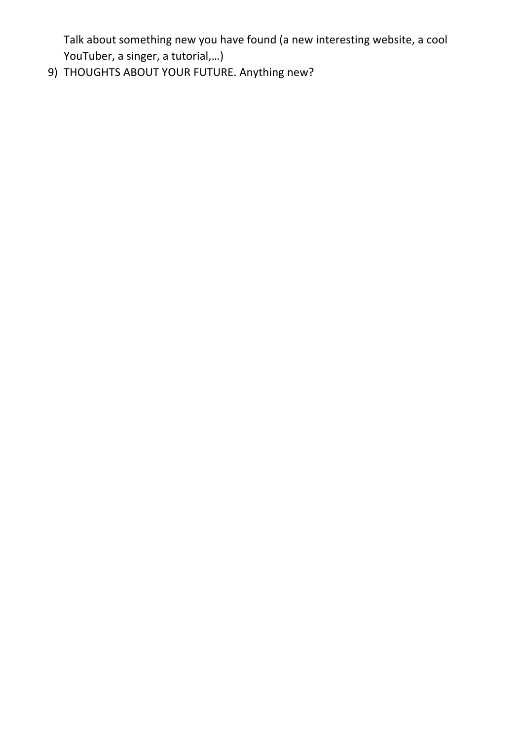Talk about something new you have found (a new interesting website, a cool YouTuber, a singer, a tutorial,…)

9) THOUGHTS ABOUT YOUR FUTURE. Anything new?